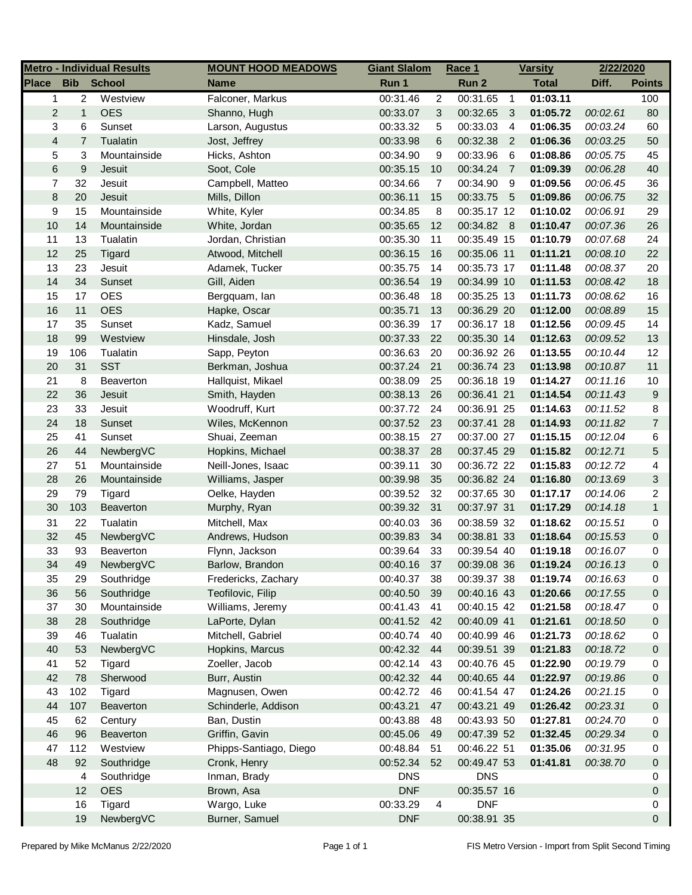| Metro - Individual Results | | | MOUNT HOOD MEADOWS | Giant Slalom | | Race 1 | | Varsity | 2/22/2020 | |
|---|---|---|---|---|---|---|---|---|---|---|
| Place | Bib | School | Name | Run 1 | | Run 2 | | Total | Diff. | Points |
| 1 | 2 | Westview | Falconer, Markus | 00:31.46 | 2 | 00:31.65 | 1 | **01:03.11** | | 100 |
| 2 | 1 | OES | Shanno, Hugh | 00:33.07 | 3 | 00:32.65 | 3 | **01:05.72** | *00:02.61* | 80 |
| 3 | 6 | Sunset | Larson, Augustus | 00:33.32 | 5 | 00:33.03 | 4 | **01:06.35** | *00:03.24* | 60 |
| 4 | 7 | Tualatin | Jost, Jeffrey | 00:33.98 | 6 | 00:32.38 | 2 | **01:06.36** | *00:03.25* | 50 |
| 5 | 3 | Mountainside | Hicks, Ashton | 00:34.90 | 9 | 00:33.96 | 6 | **01:08.86** | *00:05.75* | 45 |
| 6 | 9 | Jesuit | Soot, Cole | 00:35.15 | 10 | 00:34.24 | 7 | **01:09.39** | *00:06.28* | 40 |
| 7 | 32 | Jesuit | Campbell, Matteo | 00:34.66 | 7 | 00:34.90 | 9 | **01:09.56** | *00:06.45* | 36 |
| 8 | 20 | Jesuit | Mills, Dillon | 00:36.11 | 15 | 00:33.75 | 5 | **01:09.86** | *00:06.75* | 32 |
| 9 | 15 | Mountainside | White, Kyler | 00:34.85 | 8 | 00:35.17 | 12 | **01:10.02** | *00:06.91* | 29 |
| 10 | 14 | Mountainside | White, Jordan | 00:35.65 | 12 | 00:34.82 | 8 | **01:10.47** | *00:07.36* | 26 |
| 11 | 13 | Tualatin | Jordan, Christian | 00:35.30 | 11 | 00:35.49 | 15 | **01:10.79** | *00:07.68* | 24 |
| 12 | 25 | Tigard | Atwood, Mitchell | 00:36.15 | 16 | 00:35.06 | 11 | **01:11.21** | *00:08.10* | 22 |
| 13 | 23 | Jesuit | Adamek, Tucker | 00:35.75 | 14 | 00:35.73 | 17 | **01:11.48** | *00:08.37* | 20 |
| 14 | 34 | Sunset | Gill, Aiden | 00:36.54 | 19 | 00:34.99 | 10 | **01:11.53** | *00:08.42* | 18 |
| 15 | 17 | OES | Bergquam, Ian | 00:36.48 | 18 | 00:35.25 | 13 | **01:11.73** | *00:08.62* | 16 |
| 16 | 11 | OES | Hapke, Oscar | 00:35.71 | 13 | 00:36.29 | 20 | **01:12.00** | *00:08.89* | 15 |
| 17 | 35 | Sunset | Kadz, Samuel | 00:36.39 | 17 | 00:36.17 | 18 | **01:12.56** | *00:09.45* | 14 |
| 18 | 99 | Westview | Hinsdale, Josh | 00:37.33 | 22 | 00:35.30 | 14 | **01:12.63** | *00:09.52* | 13 |
| 19 | 106 | Tualatin | Sapp, Peyton | 00:36.63 | 20 | 00:36.92 | 26 | **01:13.55** | *00:10.44* | 12 |
| 20 | 31 | SST | Berkman, Joshua | 00:37.24 | 21 | 00:36.74 | 23 | **01:13.98** | *00:10.87* | 11 |
| 21 | 8 | Beaverton | Hallquist, Mikael | 00:38.09 | 25 | 00:36.18 | 19 | **01:14.27** | *00:11.16* | 10 |
| 22 | 36 | Jesuit | Smith, Hayden | 00:38.13 | 26 | 00:36.41 | 21 | **01:14.54** | *00:11.43* | 9 |
| 23 | 33 | Jesuit | Woodruff, Kurt | 00:37.72 | 24 | 00:36.91 | 25 | **01:14.63** | *00:11.52* | 8 |
| 24 | 18 | Sunset | Wiles, McKennon | 00:37.52 | 23 | 00:37.41 | 28 | **01:14.93** | *00:11.82* | 7 |
| 25 | 41 | Sunset | Shuai, Zeeman | 00:38.15 | 27 | 00:37.00 | 27 | **01:15.15** | *00:12.04* | 6 |
| 26 | 44 | NewbergVC | Hopkins, Michael | 00:38.37 | 28 | 00:37.45 | 29 | **01:15.82** | *00:12.71* | 5 |
| 27 | 51 | Mountainside | Neill-Jones, Isaac | 00:39.11 | 30 | 00:36.72 | 22 | **01:15.83** | *00:12.72* | 4 |
| 28 | 26 | Mountainside | Williams, Jasper | 00:39.98 | 35 | 00:36.82 | 24 | **01:16.80** | *00:13.69* | 3 |
| 29 | 79 | Tigard | Oelke, Hayden | 00:39.52 | 32 | 00:37.65 | 30 | **01:17.17** | *00:14.06* | 2 |
| 30 | 103 | Beaverton | Murphy, Ryan | 00:39.32 | 31 | 00:37.97 | 31 | **01:17.29** | *00:14.18* | 1 |
| 31 | 22 | Tualatin | Mitchell, Max | 00:40.03 | 36 | 00:38.59 | 32 | **01:18.62** | *00:15.51* | 0 |
| 32 | 45 | NewbergVC | Andrews, Hudson | 00:39.83 | 34 | 00:38.81 | 33 | **01:18.64** | *00:15.53* | 0 |
| 33 | 93 | Beaverton | Flynn, Jackson | 00:39.64 | 33 | 00:39.54 | 40 | **01:19.18** | *00:16.07* | 0 |
| 34 | 49 | NewbergVC | Barlow, Brandon | 00:40.16 | 37 | 00:39.08 | 36 | **01:19.24** | *00:16.13* | 0 |
| 35 | 29 | Southridge | Fredericks, Zachary | 00:40.37 | 38 | 00:39.37 | 38 | **01:19.74** | *00:16.63* | 0 |
| 36 | 56 | Southridge | Teofilovic, Filip | 00:40.50 | 39 | 00:40.16 | 43 | **01:20.66** | *00:17.55* | 0 |
| 37 | 30 | Mountainside | Williams, Jeremy | 00:41.43 | 41 | 00:40.15 | 42 | **01:21.58** | *00:18.47* | 0 |
| 38 | 28 | Southridge | LaPorte, Dylan | 00:41.52 | 42 | 00:40.09 | 41 | **01:21.61** | *00:18.50* | 0 |
| 39 | 46 | Tualatin | Mitchell, Gabriel | 00:40.74 | 40 | 00:40.99 | 46 | **01:21.73** | *00:18.62* | 0 |
| 40 | 53 | NewbergVC | Hopkins, Marcus | 00:42.32 | 44 | 00:39.51 | 39 | **01:21.83** | *00:18.72* | 0 |
| 41 | 52 | Tigard | Zoeller, Jacob | 00:42.14 | 43 | 00:40.76 | 45 | **01:22.90** | *00:19.79* | 0 |
| 42 | 78 | Sherwood | Burr, Austin | 00:42.32 | 44 | 00:40.65 | 44 | **01:22.97** | *00:19.86* | 0 |
| 43 | 102 | Tigard | Magnusen, Owen | 00:42.72 | 46 | 00:41.54 | 47 | **01:24.26** | *00:21.15* | 0 |
| 44 | 107 | Beaverton | Schinderle, Addison | 00:43.21 | 47 | 00:43.21 | 49 | **01:26.42** | *00:23.31* | 0 |
| 45 | 62 | Century | Ban, Dustin | 00:43.88 | 48 | 00:43.93 | 50 | **01:27.81** | *00:24.70* | 0 |
| 46 | 96 | Beaverton | Griffin, Gavin | 00:45.06 | 49 | 00:47.39 | 52 | **01:32.45** | *00:29.34* | 0 |
| 47 | 112 | Westview | Phipps-Santiago, Diego | 00:48.84 | 51 | 00:46.22 | 51 | **01:35.06** | *00:31.95* | 0 |
| 48 | 92 | Southridge | Cronk, Henry | 00:52.34 | 52 | 00:49.47 | 53 | **01:41.81** | *00:38.70* | 0 |
| | 4 | Southridge | Inman, Brady | DNS | | DNS | | | | 0 |
| | 12 | OES | Brown, Asa | DNF | | 00:35.57 | 16 | | | 0 |
| | 16 | Tigard | Wargo, Luke | 00:33.29 | 4 | DNF | | | | 0 |
| | 19 | NewbergVC | Burner, Samuel | DNF | | 00:38.91 | 35 | | | 0 |

Prepared by Mike McManus 2/22/2020

FIS Metro Version - Import from Split Second Timing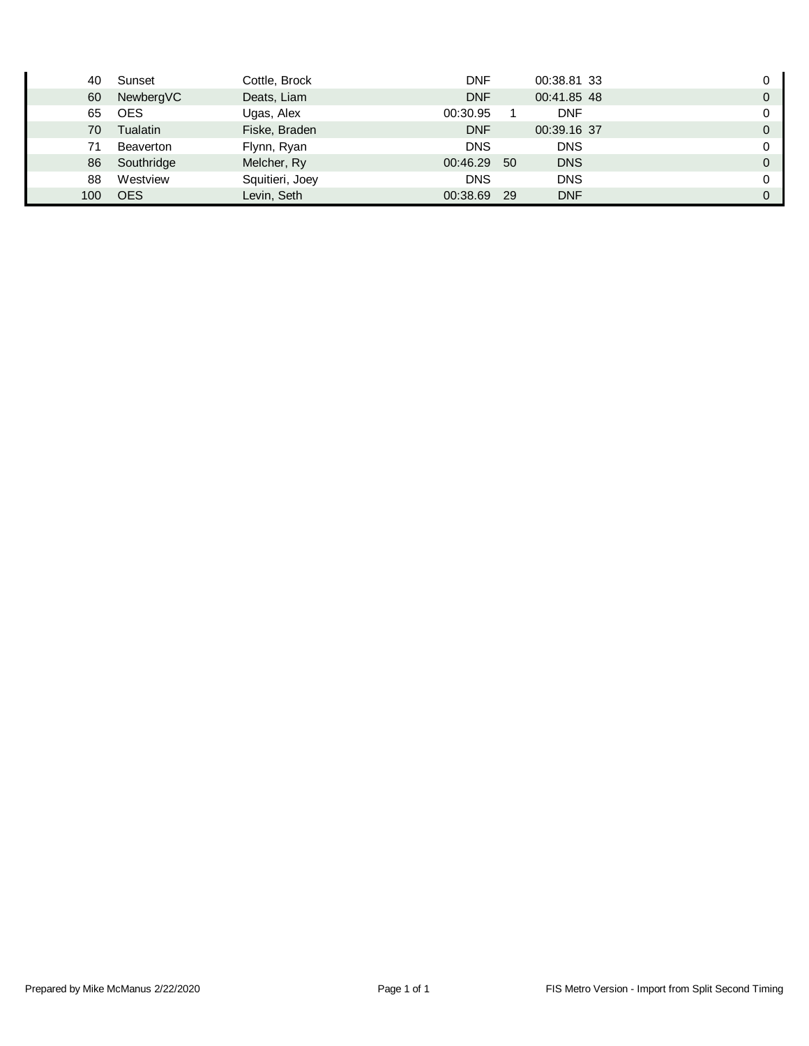| | | | | | | | |
|---|---|---|---|---|---|---|---|
| 40 | Sunset | Cottle, Brock | DNF | | 00:38.81 | 33 | 0 |
| 60 | NewbergVC | Deats, Liam | DNF | | 00:41.85 | 48 | 0 |
| 65 | OES | Ugas, Alex | 00:30.95 | 1 | DNF | | 0 |
| 70 | Tualatin | Fiske, Braden | DNF | | 00:39.16 | 37 | 0 |
| 71 | Beaverton | Flynn, Ryan | DNS | | DNS | | 0 |
| 86 | Southridge | Melcher, Ry | 00:46.29 | 50 | DNS | | 0 |
| 88 | Westview | Squitieri, Joey | DNS | | DNS | | 0 |
| 100 | OES | Levin, Seth | 00:38.69 | 29 | DNF | | 0 |

Prepared by Mike McManus 2/22/2020

FIS Metro Version - Import from Split Second Timing